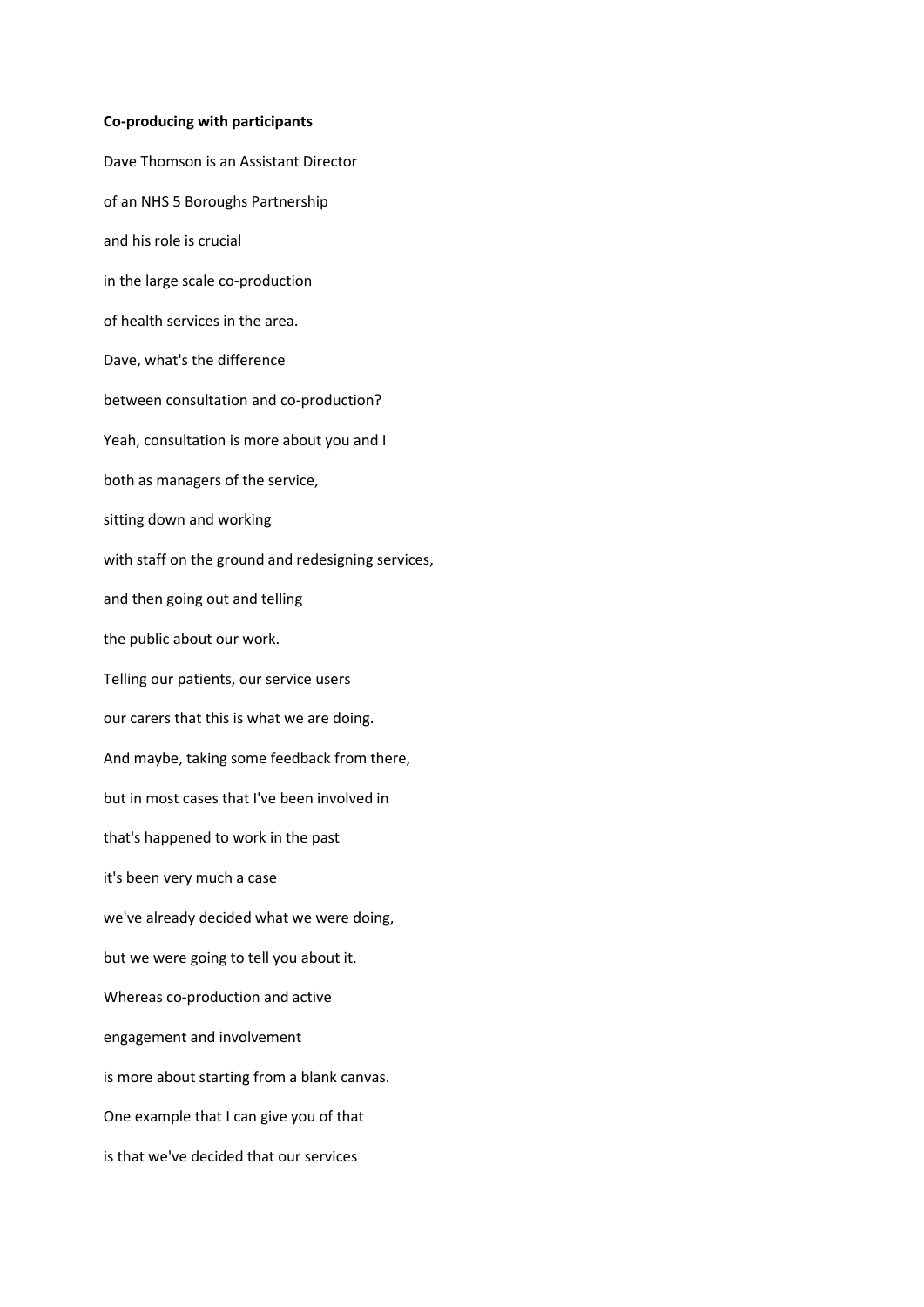**Co-producing with participants**

Dave Thomson is an Assistant Director

of an NHS 5 Boroughs Partnership

and his role is crucial

in the large scale co-production

of health services in the area.

Dave, what's the difference

between consultation and co-production?

Yeah, consultation is more about you and I

both as managers of the service,

sitting down and working

with staff on the ground and redesigning services,

and then going out and telling

the public about our work.

Telling our patients, our service users

our carers that this is what we are doing.

And maybe, taking some feedback from there,

but in most cases that I've been involved in

that's happened to work in the past

it's been very much a case

we've already decided what we were doing,

but we were going to tell you about it.

Whereas co-production and active

engagement and involvement

is more about starting from a blank canvas.

One example that I can give you of that

is that we've decided that our services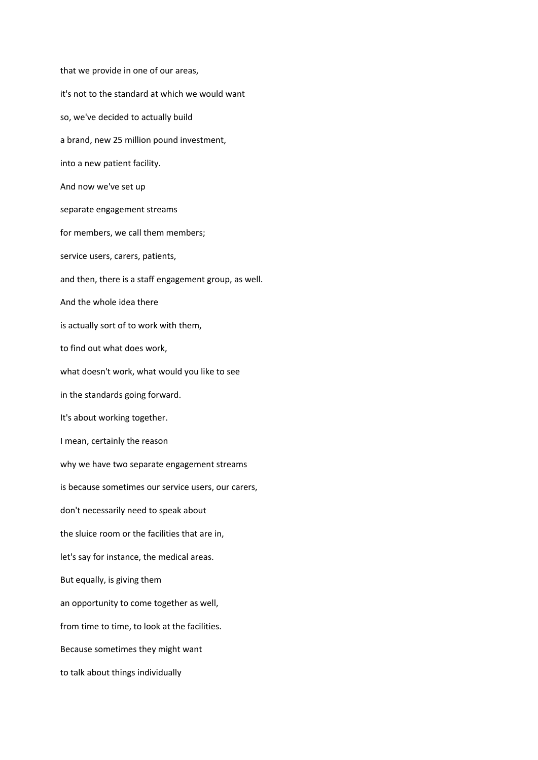that we provide in one of our areas,

it's not to the standard at which we would want

so, we've decided to actually build

a brand, new 25 million pound investment,

into a new patient facility.

And now we've set up

separate engagement streams

for members, we call them members;

service users, carers, patients,

and then, there is a staff engagement group, as well.

And the whole idea there

is actually sort of to work with them,

to find out what does work,

what doesn't work, what would you like to see

in the standards going forward.

It's about working together.

I mean, certainly the reason

why we have two separate engagement streams

is because sometimes our service users, our carers,

don't necessarily need to speak about

the sluice room or the facilities that are in,

let's say for instance, the medical areas.

But equally, is giving them

an opportunity to come together as well,

from time to time, to look at the facilities.

Because sometimes they might want

to talk about things individually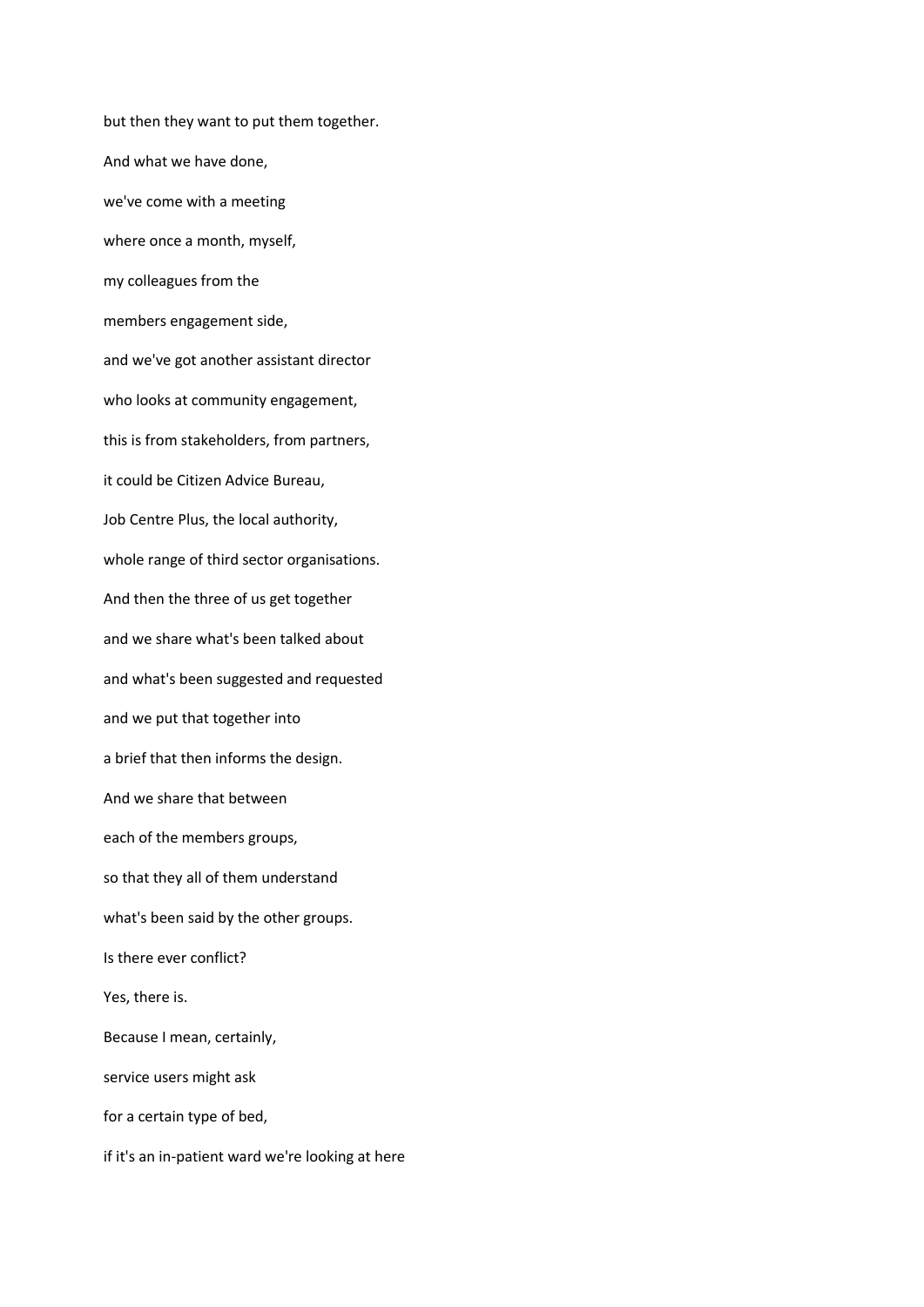but then they want to put them together.

And what we have done,

we've come with a meeting

where once a month, myself,

my colleagues from the

members engagement side,

and we've got another assistant director

who looks at community engagement,

this is from stakeholders, from partners,

it could be Citizen Advice Bureau,

Job Centre Plus, the local authority,

whole range of third sector organisations.

And then the three of us get together

and we share what's been talked about

and what's been suggested and requested

and we put that together into

a brief that then informs the design.

And we share that between

each of the members groups,

so that they all of them understand

what's been said by the other groups.

Is there ever conflict?

Yes, there is.

Because I mean, certainly,

service users might ask

for a certain type of bed,

if it's an in-patient ward we're looking at here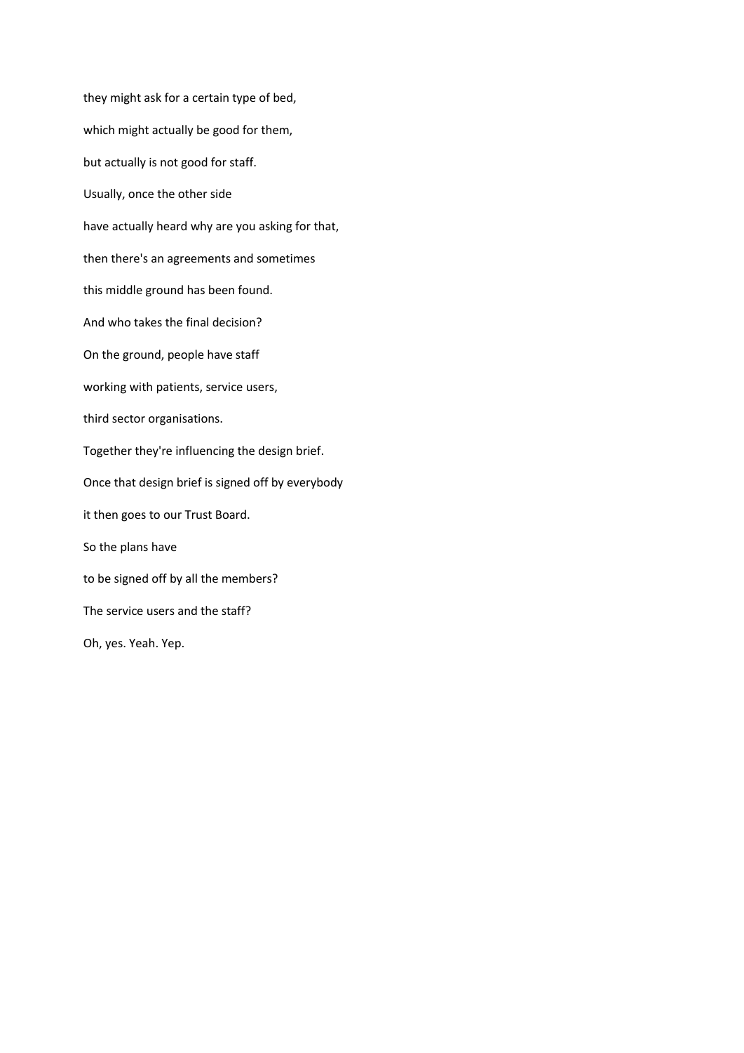they might ask for a certain type of bed,

which might actually be good for them,

but actually is not good for staff.

Usually, once the other side

have actually heard why are you asking for that,

then there's an agreements and sometimes

this middle ground has been found.

And who takes the final decision?

On the ground, people have staff

working with patients, service users,

third sector organisations.

Together they're influencing the design brief.

Once that design brief is signed off by everybody

it then goes to our Trust Board.

So the plans have

to be signed off by all the members?

The service users and the staff?

Oh, yes. Yeah. Yep.